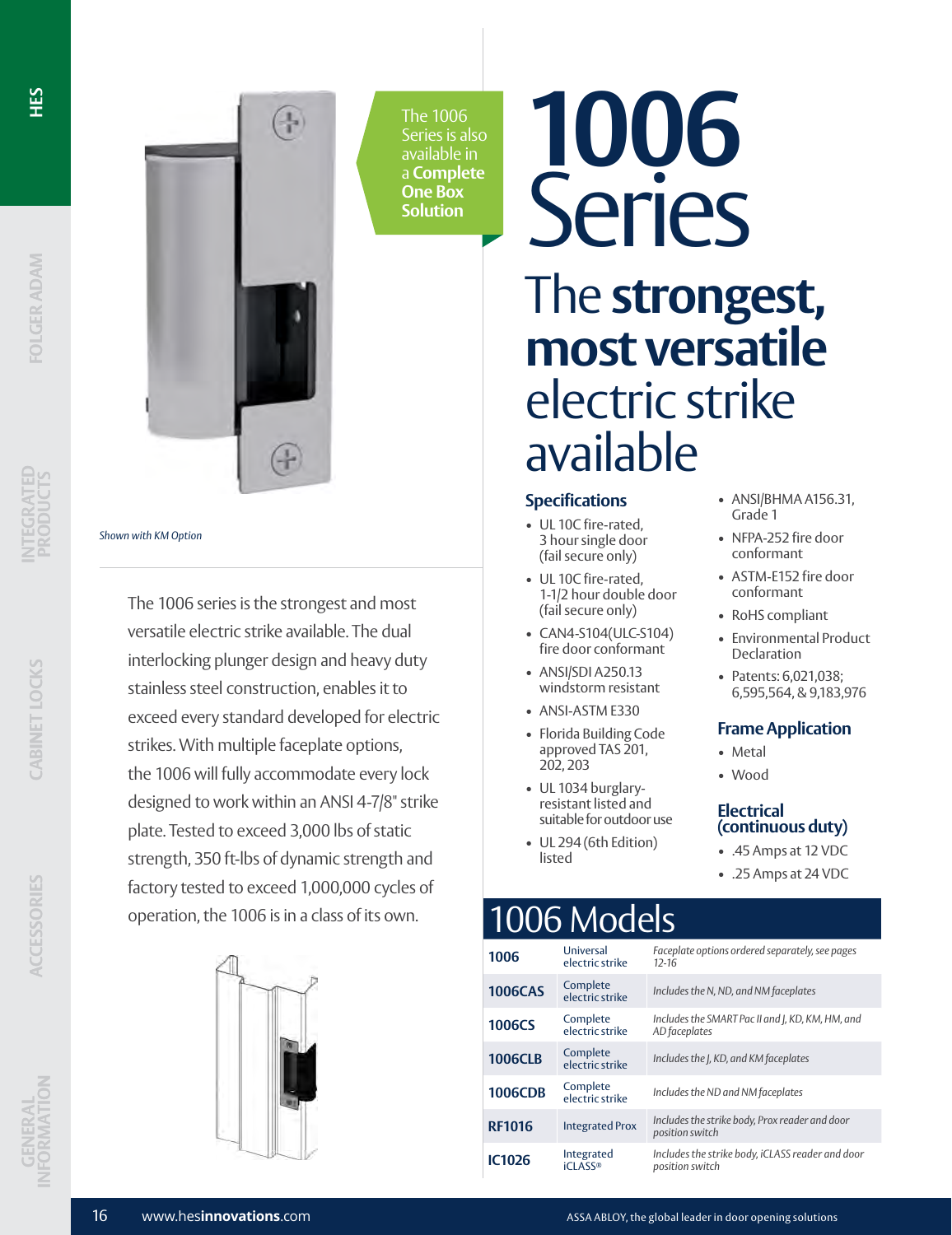# 1006 Series

## The **strongest, most versatile** electric strike available

The 1006 Series is also available in a **Complete One Box Solution**

*Shown with KM Option*

The 1006 series is the strongest and most versatile electric strike available. The dual interlocking plunger design and heavy duty stainless steel construction, enables it to exceed every standard developed for electric strikes. With multiple faceplate options, the 1006 will fully accommodate every lock designed to work within an ANSI 4-7/8" strike plate. Tested to exceed 3,000 lbs of static strength, 350 ft-lbs of dynamic strength and factory tested to exceed 1,000,000 cycles of operation, the 1006 is in a class of its own.

### Specifications

- UL 10C fire-rated, 3 hour single door (fail secure only)
- UL 10C fire-rated, 1-1/2 hour double door (fail secure only)
- CAN4-S104(ULC-S104) fire door conformant
- ANSI/SDI A250.13 windstorm resistant
- ANSI-ASTM E330
- Florida Building Code approved TAS 201, 202, 203
- UL 1034 burglary-resistant listed and suitable for outdoor use
- UL 294 (6th Edition) listed
- ANSI/BHMA A156.31, Grade 1
- NFPA-252 fire door conformant
- ASTM-E152 fire door conformant
- RoHS compliant
- Environmental Product Declaration
- Patents: 6,021,038; 6,595,564, & 9,183,976

### Frame Application

- Metal
- Wood

### Electrical (continuous duty)

- .45 Amps at 12 VDC
- .25 Amps at 24 VDC

## 1006 Models

| Model | Type | Description |
|---|---|---|
| **1006** | Universal electric strike | *Faceplate options ordered separately, see pages 12-16* |
| **1006CAS** | Complete electric strike | *Includes the N, ND, and NM faceplates* |
| **1006CS** | Complete electric strike | *Includes the SMART Pac II and J, KD, KM, HM, and AD faceplates* |
| **1006CLB** | Complete electric strike | *Includes the J, KD, and KM faceplates* |
| **1006CDB** | Complete electric strike | *Includes the ND and NM faceplates* |
| **RF1016** | Integrated Prox | *Includes the strike body, Prox reader and door position switch* |
| **IC1026** | Integrated iCLASS® | *Includes the strike body, iCLASS reader and door position switch* |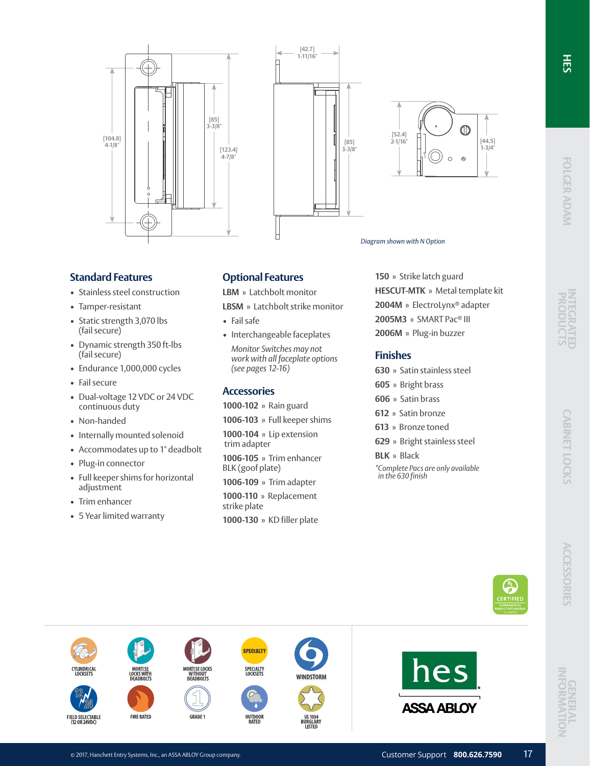[104.8]
4-1/8"

[85]
3-3/8"

[123.4]
4-7/8"

[42.7]
1-11/16"

[85]
3-3/8"

[52.4]
2-1/16"

[44.5]
1-3/4"

*Diagram shown with N Option*

## Standard Features

- Stainless steel construction
- Tamper-resistant
- Static strength 3,070 lbs (fail secure)
- Dynamic strength 350 ft-lbs (fail secure)
- Endurance 1,000,000 cycles
- Fail secure
- Dual-voltage 12 VDC or 24 VDC continuous duty
- Non-handed
- Internally mounted solenoid
- Accommodates up to 1" deadbolt
- Plug-in connector
- Full keeper shims for horizontal adjustment
- Trim enhancer
- 5 Year limited warranty

## Optional Features

**LBM** » Latchbolt monitor

**LBSM** » Latchbolt strike monitor

- Fail safe
- Interchangeable faceplates

*Monitor Switches may not work with all faceplate options (see pages 12-16)*

## Accessories

**1000-102** » Rain guard

**1006-103** » Full keeper shims

**1000-104** » Lip extension trim adapter

**1006-105** » Trim enhancer BLK (goof plate)

**1006-109** » Trim adapter

**1000-110** » Replacement strike plate

**1000-130** » KD filler plate

**150** » Strike latch guard

**HESCUT-MTK** » Metal template kit

**2004M** » ElectroLynx® adapter

**2005M3** » SMART Pac® III

**2006M** » Plug-in buzzer

## Finishes

**630** » Satin stainless steel

**605** » Bright brass

**606** » Satin brass

**612** » Satin bronze

**613** » Bronze toned

**629** » Bright stainless steel

**BLK** » Black

*\*Complete Pacs are only available in the 630 finish*

CYLINDRICAL LOCKSETS | MORTISE LOCKS WITH DEADBOLTS | MORTISE LOCKS WITHOUT DEADBOLTS | SPECIALTY LOCKSETS | WINDSTORM

FIELD SELECTABLE (12 OR 24VDC) | FIRE RATED | GRADE 1 | OUTDOOR RATED | UL1034 BURGLARY LISTED

© 2017, Hanchett Entry Systems, Inc., an ASSA ABLOY Group company.

Customer Support **800.626.7590**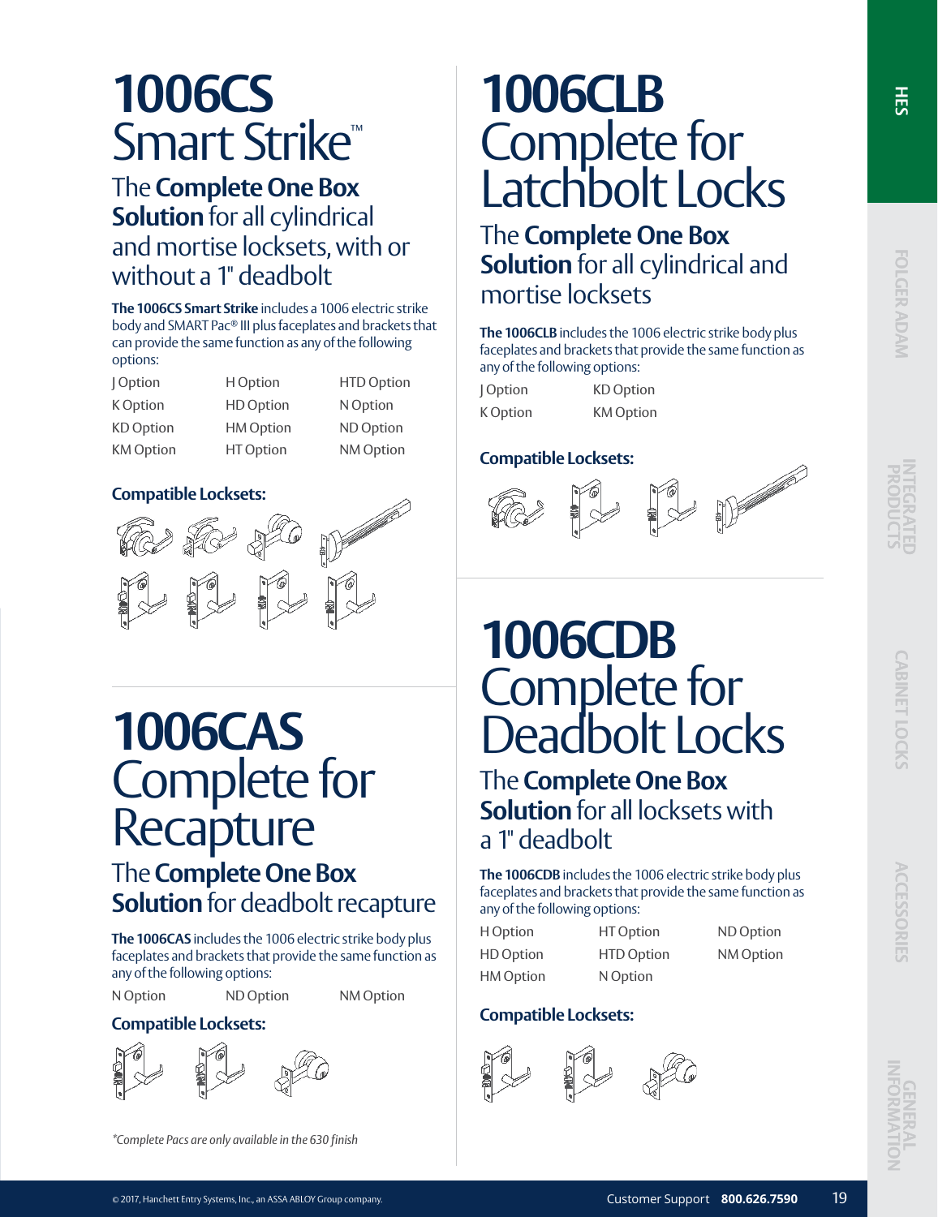# 1006CS Smart Strike™

## The **Complete One Box Solution** for all cylindrical and mortise locksets, with or without a 1" deadbolt

**The 1006CS Smart Strike** includes a 1006 electric strike body and SMART Pac® III plus faceplates and brackets that can provide the same function as any of the following options:

| | | |
|---|---|---|
| J Option | H Option | HTD Option |
| K Option | HD Option | N Option |
| KD Option | HM Option | ND Option |
| KM Option | HT Option | NM Option |

**Compatible Locksets:**

# 1006CAS Complete for Recapture

## The **Complete One Box Solution** for deadbolt recapture

**The 1006CAS** includes the 1006 electric strike body plus faceplates and brackets that provide the same function as any of the following options:

| | | |
|---|---|---|
| N Option | ND Option | NM Option |

**Compatible Locksets:**

*\*Complete Pacs are only available in the 630 finish*

# 1006CLB Complete for Latchbolt Locks

## The **Complete One Box Solution** for all cylindrical and mortise locksets

**The 1006CLB** includes the 1006 electric strike body plus faceplates and brackets that provide the same function as any of the following options:

| | |
|---|---|
| J Option | KD Option |
| K Option | KM Option |

**Compatible Locksets:**

# 1006CDB Complete for Deadbolt Locks

## The **Complete One Box Solution** for all locksets with a 1" deadbolt

**The 1006CDB** includes the 1006 electric strike body plus faceplates and brackets that provide the same function as any of the following options:

| | | |
|---|---|---|
| H Option | HT Option | ND Option |
| HD Option | HTD Option | NM Option |
| HM Option | N Option | |

**Compatible Locksets:**

© 2017, Hanchett Entry Systems, Inc., an ASSA ABLOY Group company. Customer Support **800.626.7590**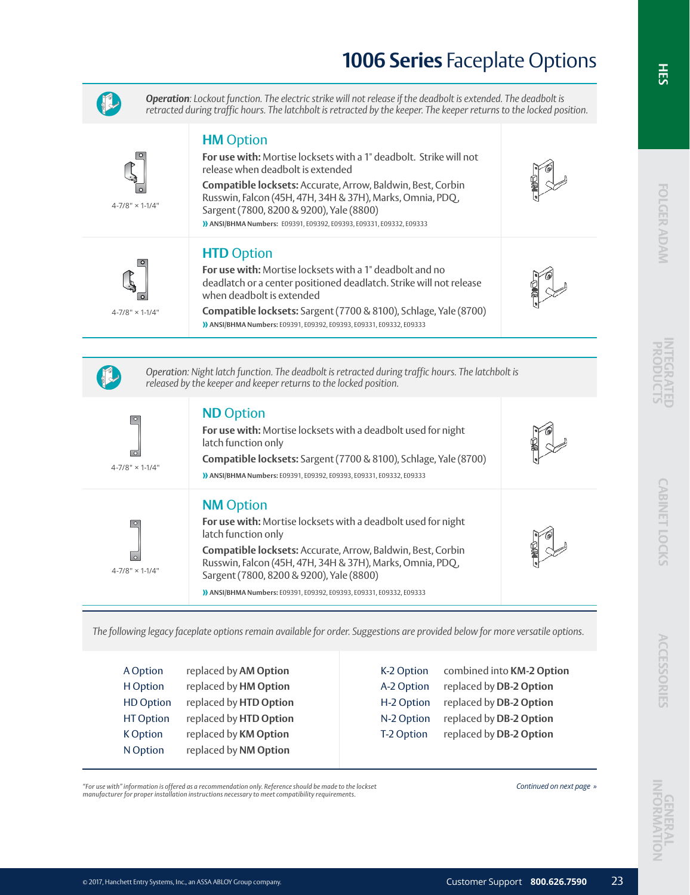# **1006 Series** Faceplate Options

***Operation**: Lockout function. The electric strike will not release if the deadbolt is extended. The deadbolt is retracted during traffic hours. The latchbolt is retracted by the keeper. The keeper returns to the locked position.*

## HM Option

4-7/8" × 1-1/4"

**For use with:** Mortise locksets with a 1" deadbolt. Strike will not release when deadbolt is extended

**Compatible locksets:** Accurate, Arrow, Baldwin, Best, Corbin Russwin, Falcon (45H, 47H, 34H & 37H), Marks, Omnia, PDQ, Sargent (7800, 8200 & 9200), Yale (8800)

» **ANSI/BHMA Numbers:** E09391, E09392, E09393, E09331, E09332, E09333

## HTD Option

4-7/8" × 1-1/4"

**For use with:** Mortise locksets with a 1" deadbolt and no deadlatch or a center positioned deadlatch. Strike will not release when deadbolt is extended

**Compatible locksets:** Sargent (7700 & 8100), Schlage, Yale (8700)

» **ANSI/BHMA Numbers:** E09391, E09392, E09393, E09331, E09332, E09333

*Operation: Night latch function. The deadbolt is retracted during traffic hours. The latchbolt is released by the keeper and keeper returns to the locked position.*

## ND Option

4-7/8" × 1-1/4"

**For use with:** Mortise locksets with a deadbolt used for night latch function only

**Compatible locksets:** Sargent (7700 & 8100), Schlage, Yale (8700)

» **ANSI/BHMA Numbers:** E09391, E09392, E09393, E09331, E09332, E09333

## NM Option

4-7/8" × 1-1/4"

**For use with:** Mortise locksets with a deadbolt used for night latch function only

**Compatible locksets:** Accurate, Arrow, Baldwin, Best, Corbin Russwin, Falcon (45H, 47H, 34H & 37H), Marks, Omnia, PDQ, Sargent (7800, 8200 & 9200), Yale (8800)

» **ANSI/BHMA Numbers:** E09391, E09392, E09393, E09331, E09332, E09333

*The following legacy faceplate options remain available for order. Suggestions are provided below for more versatile options.*

| Option | Replacement |
|---|---|
| A Option | replaced by **AM Option** |
| H Option | replaced by **HM Option** |
| HD Option | replaced by **HTD Option** |
| HT Option | replaced by **HTD Option** |
| K Option | replaced by **KM Option** |
| N Option | replaced by **NM Option** |
| K-2 Option | combined into **KM-2 Option** |
| A-2 Option | replaced by **DB-2 Option** |
| H-2 Option | replaced by **DB-2 Option** |
| N-2 Option | replaced by **DB-2 Option** |
| T-2 Option | replaced by **DB-2 Option** |

*"For use with" information is offered as a recommendation only. Reference should be made to the lockset manufacturer for proper installation instructions necessary to meet compatibility requirements.*

*Continued on next page »*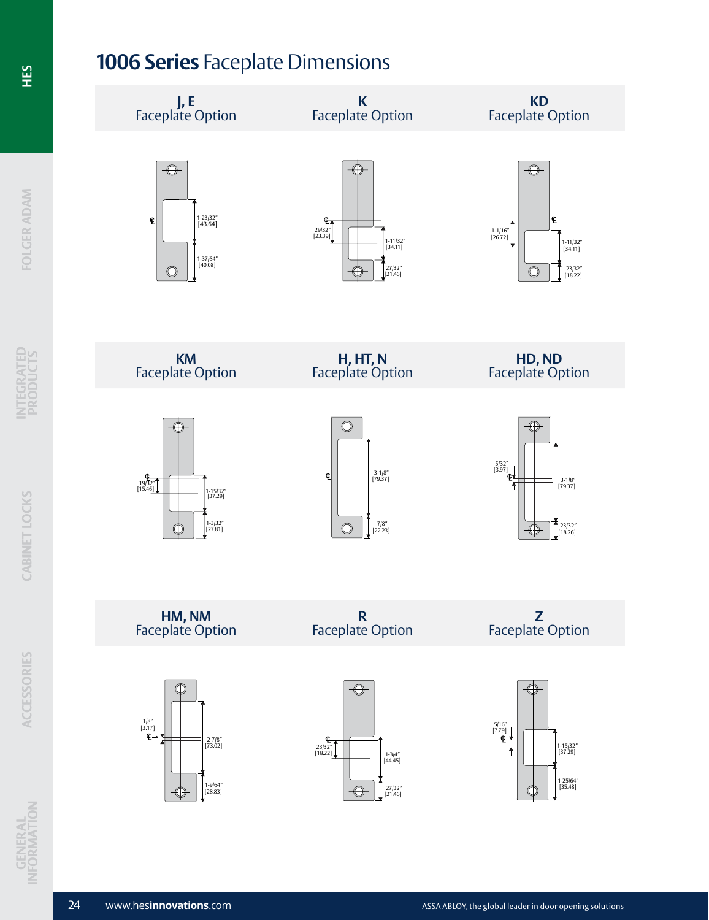# **1006 Series** Faceplate Dimensions

### J, E Faceplate Option

℄
1-23/32"
[43.64]
1-37/64"
[40.08]

### K Faceplate Option

℄
29/32"
[23.39]
1-11/32"
[34.11]
27/32"
[21.46]

### KD Faceplate Option

℄
1-1/16"
[26.72]
1-11/32"
[34.11]
23/32"
[18.22]

### KM Faceplate Option

℄
19/32"
[15.46]
1-15/32"
[37.29]
1-3/32"
[27.81]

### H, HT, N Faceplate Option

℄
3-1/8"
[79.37]
7/8"
[22.23]

### HD, ND Faceplate Option

5/32"
[3.97]
℄
3-1/8"
[79.37]
23/32"
[18.26]

### HM, NM Faceplate Option

1/8"
[3.17]
℄
2-7/8"
[73.02]
1-9/64"
[28.83]

### R Faceplate Option

℄
23/32"
[18.22]
1-3/4"
[44.45]
27/32"
[21.46]

### Z Faceplate Option

5/16"
[7.79]
℄
1-15/32"
[37.29]
1-25/64"
[35.48]